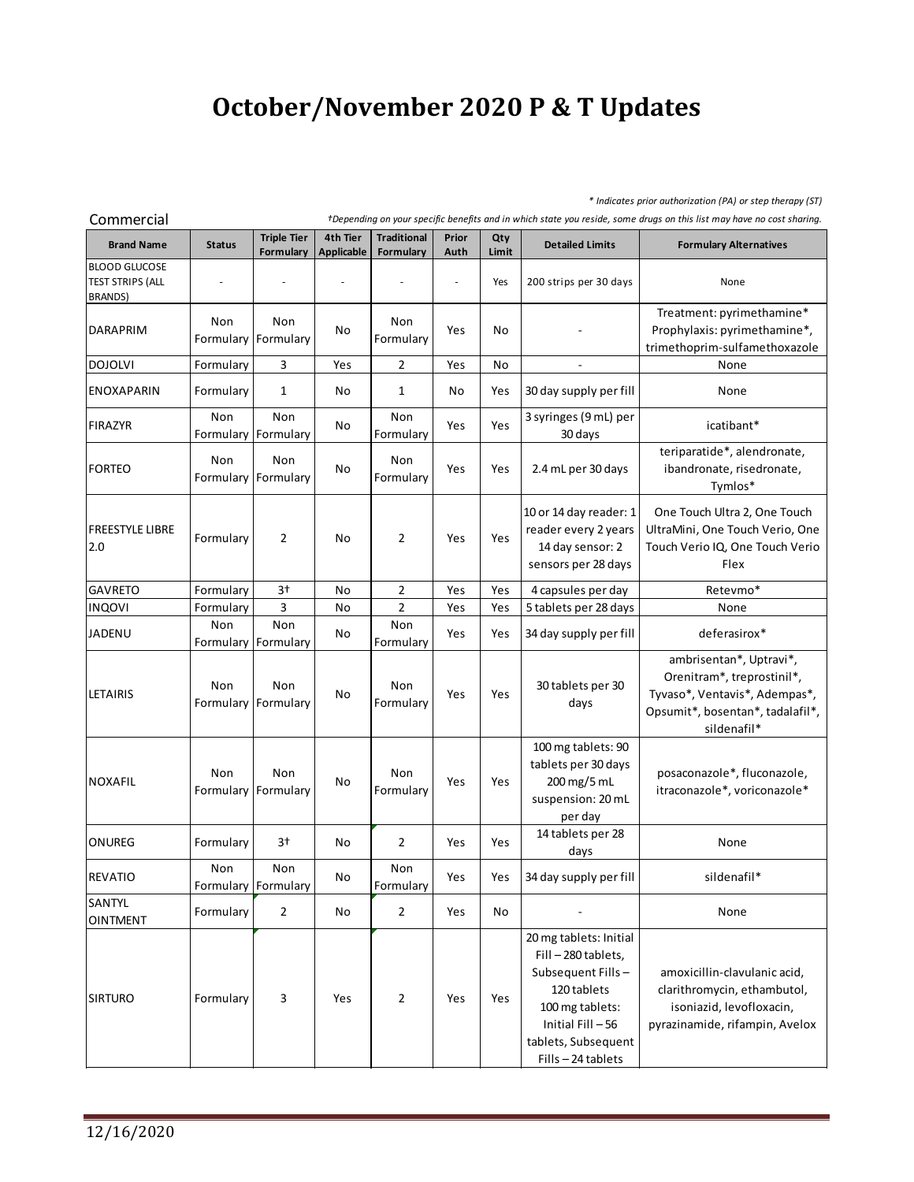# October/November 2020 P & T Updates

*\* Indicates prior authorization (PA) or step therapy (ST)*

Commercial

*†Depending on your specific benefits and in which state you reside, some drugs on this list may have no cost sharing.*

| Brand Name | Status | Triple Tier Formulary | 4th Tier Applicable | Traditional Formulary | Prior Auth | Qty Limit | Detailed Limits | Formulary Alternatives |
|---|---|---|---|---|---|---|---|---|
| BLOOD GLUCOSE TEST STRIPS (ALL BRANDS) | - | - | - | - | - | Yes | 200 strips per 30 days | None |
| DARAPRIM | Non Formulary | Non Formulary | No | Non Formulary | Yes | No | - | Treatment: pyrimethamine* Prophylaxis: pyrimethamine*, trimethoprim-sulfamethoxazole |
| DOJOLVI | Formulary | 3 | Yes | 2 | Yes | No | - | None |
| ENOXAPARIN | Formulary | 1 | No | 1 | No | Yes | 30 day supply per fill | None |
| FIRAZYR | Non Formulary | Non Formulary | No | Non Formulary | Yes | Yes | 3 syringes (9 mL) per 30 days | icatibant* |
| FORTEO | Non Formulary | Non Formulary | No | Non Formulary | Yes | Yes | 2.4 mL per 30 days | teriparatide*, alendronate, ibandronate, risedronate, Tymlos* |
| FREESTYLE LIBRE 2.0 | Formulary | 2 | No | 2 | Yes | Yes | 10 or 14 day reader: 1 reader every 2 years 14 day sensor: 2 sensors per 28 days | One Touch Ultra 2, One Touch UltraMini, One Touch Verio, One Touch Verio IQ, One Touch Verio Flex |
| GAVRETO | Formulary | 3† | No | 2 | Yes | Yes | 4 capsules per day | Retevmo* |
| INQOVI | Formulary | 3 | No | 2 | Yes | Yes | 5 tablets per 28 days | None |
| JADENU | Non Formulary | Non Formulary | No | Non Formulary | Yes | Yes | 34 day supply per fill | deferasirox* |
| LETAIRIS | Non Formulary | Non Formulary | No | Non Formulary | Yes | Yes | 30 tablets per 30 days | ambrisentan*, Uptravi*, Orenitram*, treprostinil*, Tyvaso*, Ventavis*, Adempas*, Opsumit*, bosentan*, tadalafil*, sildenafil* |
| NOXAFIL | Non Formulary | Non Formulary | No | Non Formulary | Yes | Yes | 100 mg tablets: 90 tablets per 30 days 200 mg/5 mL suspension: 20 mL per day | posaconazole*, fluconazole, itraconazole*, voriconazole* |
| ONUREG | Formulary | 3† | No | 2 | Yes | Yes | 14 tablets per 28 days | None |
| REVATIO | Non Formulary | Non Formulary | No | Non Formulary | Yes | Yes | 34 day supply per fill | sildenafil* |
| SANTYL OINTMENT | Formulary | 2 | No | 2 | Yes | No | - | None |
| SIRTURO | Formulary | 3 | Yes | 2 | Yes | Yes | 20 mg tablets: Initial Fill – 280 tablets, Subsequent Fills – 120 tablets 100 mg tablets: Initial Fill – 56 tablets, Subsequent Fills – 24 tablets | amoxicillin-clavulanic acid, clarithromycin, ethambutol, isoniazid, levofloxacin, pyrazinamide, rifampin, Avelox |

12/16/2020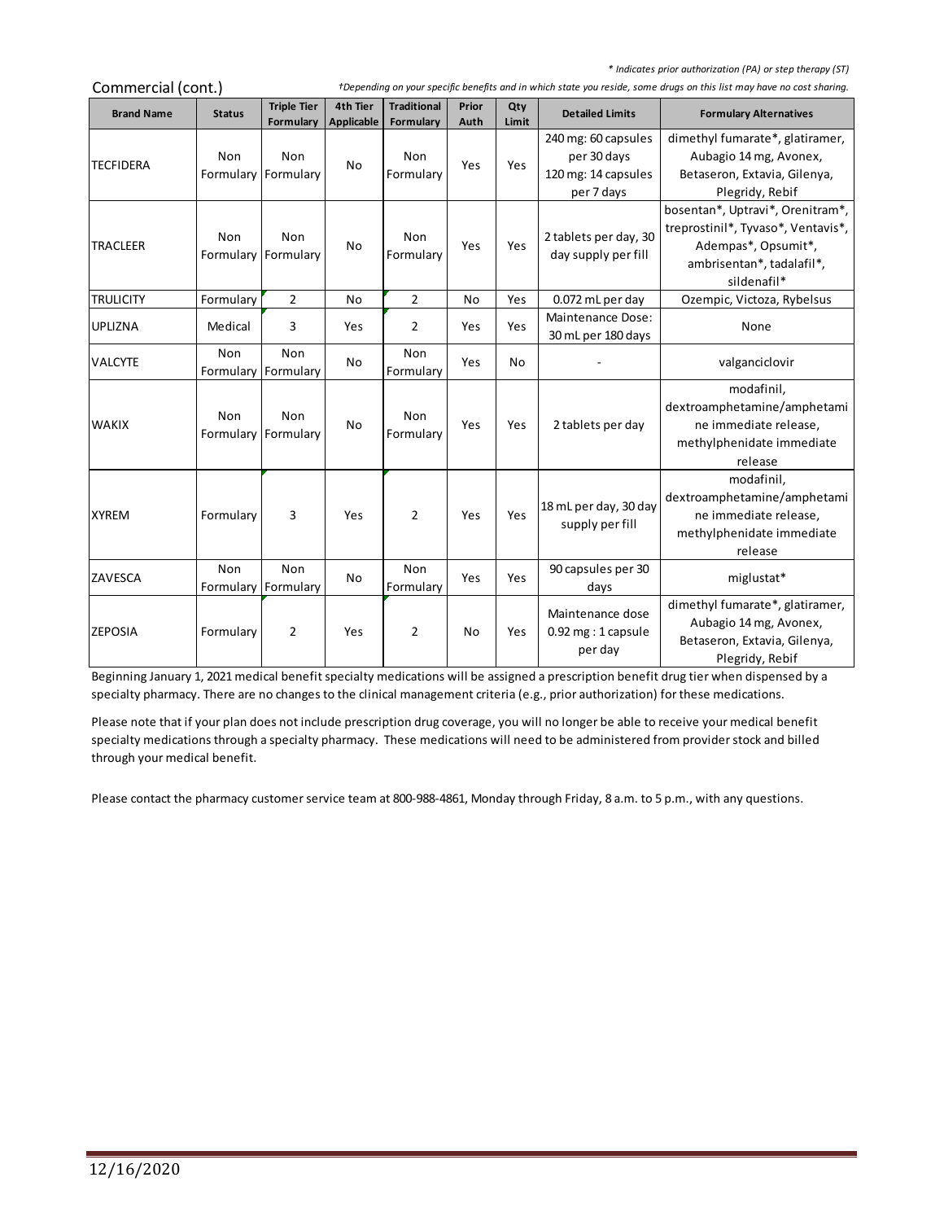\* Indicates prior authorization (PA) or step therapy (ST)

Commercial (cont.)

†Depending on your specific benefits and in which state you reside, some drugs on this list may have no cost sharing.

| Brand Name | Status | Triple Tier Formulary | 4th Tier Applicable | Traditional Formulary | Prior Auth | Qty Limit | Detailed Limits | Formulary Alternatives |
|---|---|---|---|---|---|---|---|---|
| TECFIDERA | Non Formulary | Non Formulary | No | Non Formulary | Yes | Yes | 240 mg: 60 capsules per 30 days 120 mg: 14 capsules per 7 days | dimethyl fumarate*, glatiramer, Aubagio 14 mg, Avonex, Betaseron, Extavia, Gilenya, Plegridy, Rebif |
| TRACLEER | Non Formulary | Non Formulary | No | Non Formulary | Yes | Yes | 2 tablets per day, 30 day supply per fill | bosentan*, Uptravi*, Orenitram*, treprostinil*, Tyvaso*, Ventavis*, Adempas*, Opsumit*, ambrisentan*, tadalafil*, sildenafil* |
| TRULICITY | Formulary | 2 | No | 2 | No | Yes | 0.072 mL per day | Ozempic, Victoza, Rybelsus |
| UPLIZNA | Medical | 3 | Yes | 2 | Yes | Yes | Maintenance Dose: 30 mL per 180 days | None |
| VALCYTE | Non Formulary | Non Formulary | No | Non Formulary | Yes | No | - | valganciclovir |
| WAKIX | Non Formulary | Non Formulary | No | Non Formulary | Yes | Yes | 2 tablets per day | modafinil, dextroamphetamine/amphetamine immediate release, methylphenidate immediate release |
| XYREM | Formulary | 3 | Yes | 2 | Yes | Yes | 18 mL per day, 30 day supply per fill | modafinil, dextroamphetamine/amphetamine immediate release, methylphenidate immediate release |
| ZAVESCA | Non Formulary | Non Formulary | No | Non Formulary | Yes | Yes | 90 capsules per 30 days | miglustat* |
| ZEPOSIA | Formulary | 2 | Yes | 2 | No | Yes | Maintenance dose 0.92 mg : 1 capsule per day | dimethyl fumarate*, glatiramer, Aubagio 14 mg, Avonex, Betaseron, Extavia, Gilenya, Plegridy, Rebif |

Beginning January 1, 2021 medical benefit specialty medications will be assigned a prescription benefit drug tier when dispensed by a specialty pharmacy. There are no changes to the clinical management criteria (e.g., prior authorization) for these medications.

Please note that if your plan does not include prescription drug coverage, you will no longer be able to receive your medical benefit specialty medications through a specialty pharmacy. These medications will need to be administered from provider stock and billed through your medical benefit.

Please contact the pharmacy customer service team at 800-988-4861, Monday through Friday, 8 a.m. to 5 p.m., with any questions.

12/16/2020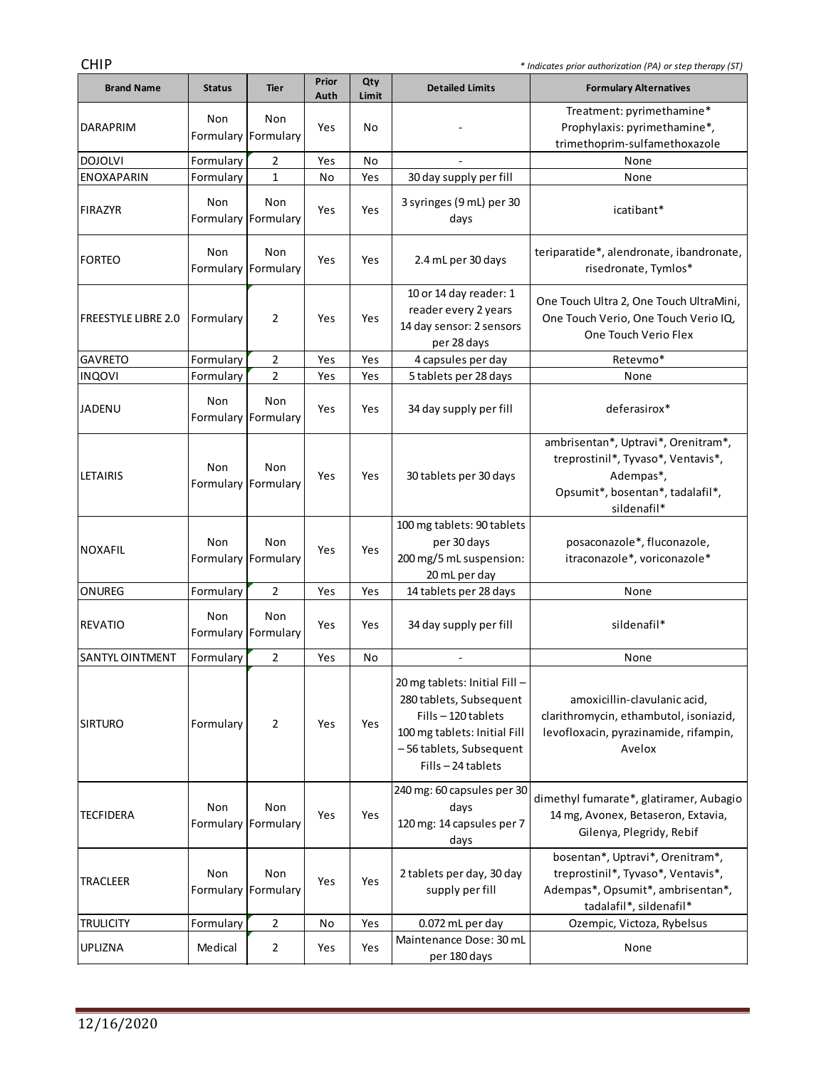CHIP

*\* Indicates prior authorization (PA) or step therapy (ST)*

| Brand Name | Status | Tier | Prior Auth | Qty Limit | Detailed Limits | Formulary Alternatives |
|---|---|---|---|---|---|---|
| DARAPRIM | Non Formulary | Non Formulary | Yes | No | - | Treatment: pyrimethamine* Prophylaxis: pyrimethamine*, trimethoprim-sulfamethoxazole |
| DOJOLVI | Formulary | 2 | Yes | No | - | None |
| ENOXAPARIN | Formulary | 1 | No | Yes | 30 day supply per fill | None |
| FIRAZYR | Non Formulary | Non Formulary | Yes | Yes | 3 syringes (9 mL) per 30 days | icatibant* |
| FORTEO | Non Formulary | Non Formulary | Yes | Yes | 2.4 mL per 30 days | teriparatide*, alendronate, ibandronate, risedronate, Tymlos* |
| FREESTYLE LIBRE 2.0 | Formulary | 2 | Yes | Yes | 10 or 14 day reader: 1 reader every 2 years 14 day sensor: 2 sensors per 28 days | One Touch Ultra 2, One Touch UltraMini, One Touch Verio, One Touch Verio IQ, One Touch Verio Flex |
| GAVRETO | Formulary | 2 | Yes | Yes | 4 capsules per day | Retevmo* |
| INQOVI | Formulary | 2 | Yes | Yes | 5 tablets per 28 days | None |
| JADENU | Non Formulary | Non Formulary | Yes | Yes | 34 day supply per fill | deferasirox* |
| LETAIRIS | Non Formulary | Non Formulary | Yes | Yes | 30 tablets per 30 days | ambrisentan*, Uptravi*, Orenitram*, treprostinil*, Tyvaso*, Ventavis*, Adempas*, Opsumit*, bosentan*, tadalafil*, sildenafil* |
| NOXAFIL | Non Formulary | Non Formulary | Yes | Yes | 100 mg tablets: 90 tablets per 30 days 200 mg/5 mL suspension: 20 mL per day | posaconazole*, fluconazole, itraconazole*, voriconazole* |
| ONUREG | Formulary | 2 | Yes | Yes | 14 tablets per 28 days | None |
| REVATIO | Non Formulary | Non Formulary | Yes | Yes | 34 day supply per fill | sildenafil* |
| SANTYL OINTMENT | Formulary | 2 | Yes | No | - | None |
| SIRTURO | Formulary | 2 | Yes | Yes | 20 mg tablets: Initial Fill – 280 tablets, Subsequent Fills – 120 tablets 100 mg tablets: Initial Fill – 56 tablets, Subsequent Fills – 24 tablets | amoxicillin-clavulanic acid, clarithromycin, ethambutol, isoniazid, levofloxacin, pyrazinamide, rifampin, Avelox |
| TECFIDERA | Non Formulary | Non Formulary | Yes | Yes | 240 mg: 60 capsules per 30 days 120 mg: 14 capsules per 7 days | dimethyl fumarate*, glatiramer, Aubagio 14 mg, Avonex, Betaseron, Extavia, Gilenya, Plegridy, Rebif |
| TRACLEER | Non Formulary | Non Formulary | Yes | Yes | 2 tablets per day, 30 day supply per fill | bosentan*, Uptravi*, Orenitram*, treprostinil*, Tyvaso*, Ventavis*, Adempas*, Opsumit*, ambrisentan*, tadalafil*, sildenafil* |
| TRULICITY | Formulary | 2 | No | Yes | 0.072 mL per day | Ozempic, Victoza, Rybelsus |
| UPLIZNA | Medical | 2 | Yes | Yes | Maintenance Dose: 30 mL per 180 days | None |

12/16/2020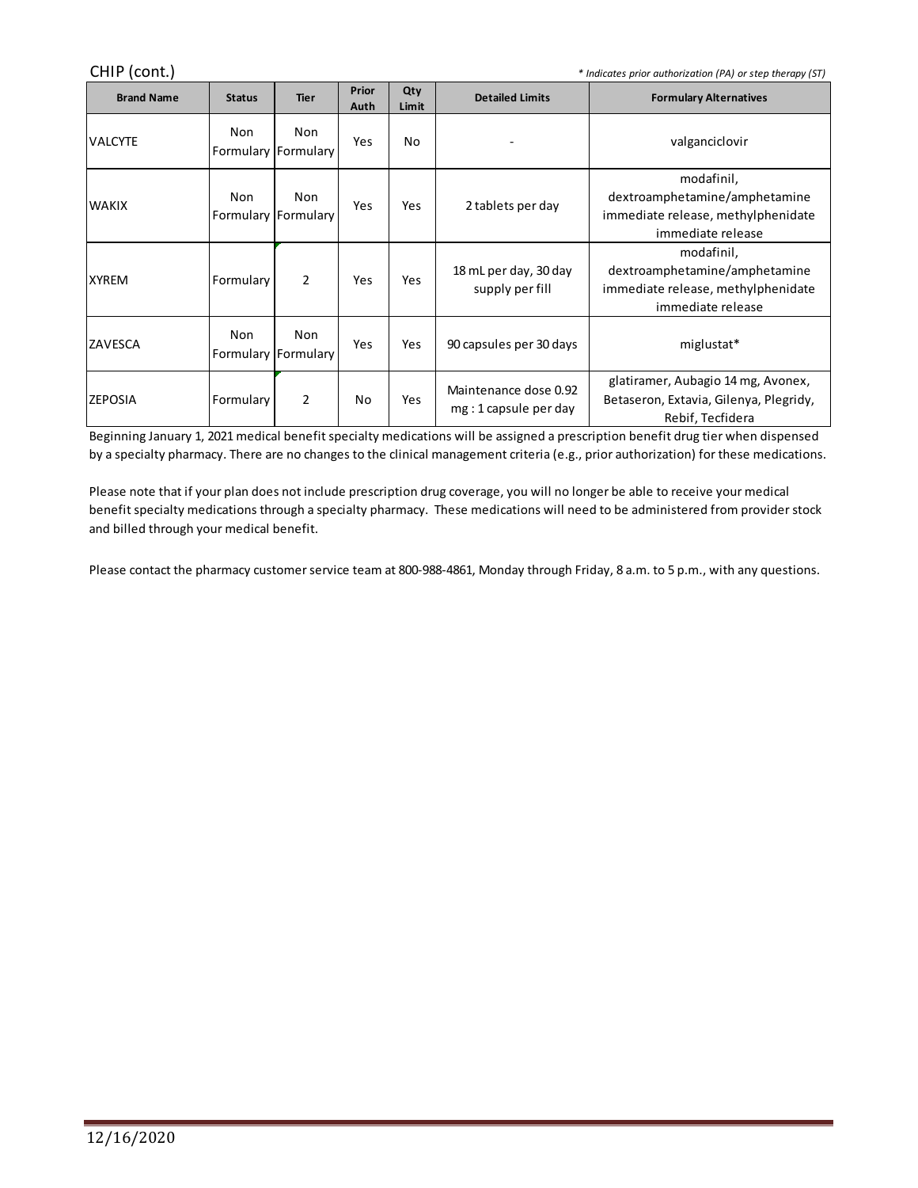CHIP (cont.)

*\* Indicates prior authorization (PA) or step therapy (ST)*

| Brand Name | Status | Tier | Prior Auth | Qty Limit | Detailed Limits | Formulary Alternatives |
|---|---|---|---|---|---|---|
| VALCYTE | Non Formulary | Non Formulary | Yes | No | - | valganciclovir |
| WAKIX | Non Formulary | Non Formulary | Yes | Yes | 2 tablets per day | modafinil, dextroamphetamine/amphetamine immediate release, methylphenidate immediate release |
| XYREM | Formulary | 2 | Yes | Yes | 18 mL per day, 30 day supply per fill | modafinil, dextroamphetamine/amphetamine immediate release, methylphenidate immediate release |
| ZAVESCA | Non Formulary | Non Formulary | Yes | Yes | 90 capsules per 30 days | miglustat* |
| ZEPOSIA | Formulary | 2 | No | Yes | Maintenance dose 0.92 mg : 1 capsule per day | glatiramer, Aubagio 14 mg, Avonex, Betaseron, Extavia, Gilenya, Plegridy, Rebif, Tecfidera |

Beginning January 1, 2021 medical benefit specialty medications will be assigned a prescription benefit drug tier when dispensed by a specialty pharmacy. There are no changes to the clinical management criteria (e.g., prior authorization) for these medications.

Please note that if your plan does not include prescription drug coverage, you will no longer be able to receive your medical benefit specialty medications through a specialty pharmacy. These medications will need to be administered from provider stock and billed through your medical benefit.

Please contact the pharmacy customer service team at 800-988-4861, Monday through Friday, 8 a.m. to 5 p.m., with any questions.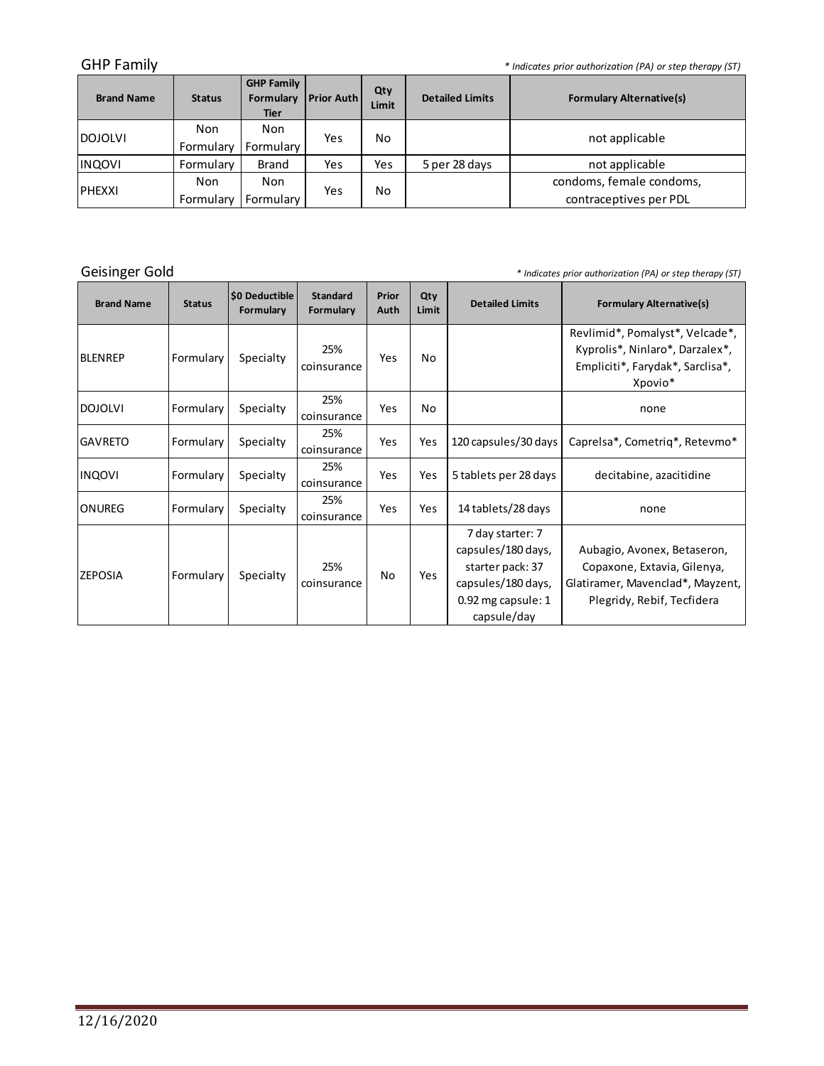## GHP Family

*\* Indicates prior authorization (PA) or step therapy (ST)*

| Brand Name | Status | GHP Family Formulary Tier | Prior Auth | Qty Limit | Detailed Limits | Formulary Alternative(s) |
|---|---|---|---|---|---|---|
| DOJOLVI | Non Formulary | Non Formulary | Yes | No | | not applicable |
| INQOVI | Formulary | Brand | Yes | Yes | 5 per 28 days | not applicable |
| PHEXXI | Non Formulary | Non Formulary | Yes | No | | condoms, female condoms, contraceptives per PDL |

## Geisinger Gold

*\* Indicates prior authorization (PA) or step therapy (ST)*

| Brand Name | Status | $0 Deductible Formulary | Standard Formulary | Prior Auth | Qty Limit | Detailed Limits | Formulary Alternative(s) |
|---|---|---|---|---|---|---|---|
| BLENREP | Formulary | Specialty | 25% coinsurance | Yes | No | | Revlimid*, Pomalyst*, Velcade*, Kyprolis*, Ninlaro*, Darzalex*, Empliciti*, Farydak*, Sarclisa*, Xpovio* |
| DOJOLVI | Formulary | Specialty | 25% coinsurance | Yes | No | | none |
| GAVRETO | Formulary | Specialty | 25% coinsurance | Yes | Yes | 120 capsules/30 days | Caprelsa*, Cometriq*, Retevmo* |
| INQOVI | Formulary | Specialty | 25% coinsurance | Yes | Yes | 5 tablets per 28 days | decitabine, azacitidine |
| ONUREG | Formulary | Specialty | 25% coinsurance | Yes | Yes | 14 tablets/28 days | none |
| ZEPOSIA | Formulary | Specialty | 25% coinsurance | No | Yes | 7 day starter: 7 capsules/180 days, starter pack: 37 capsules/180 days, 0.92 mg capsule: 1 capsule/day | Aubagio, Avonex, Betaseron, Copaxone, Extavia, Gilenya, Glatiramer, Mavenclad*, Mayzent, Plegridy, Rebif, Tecfidera |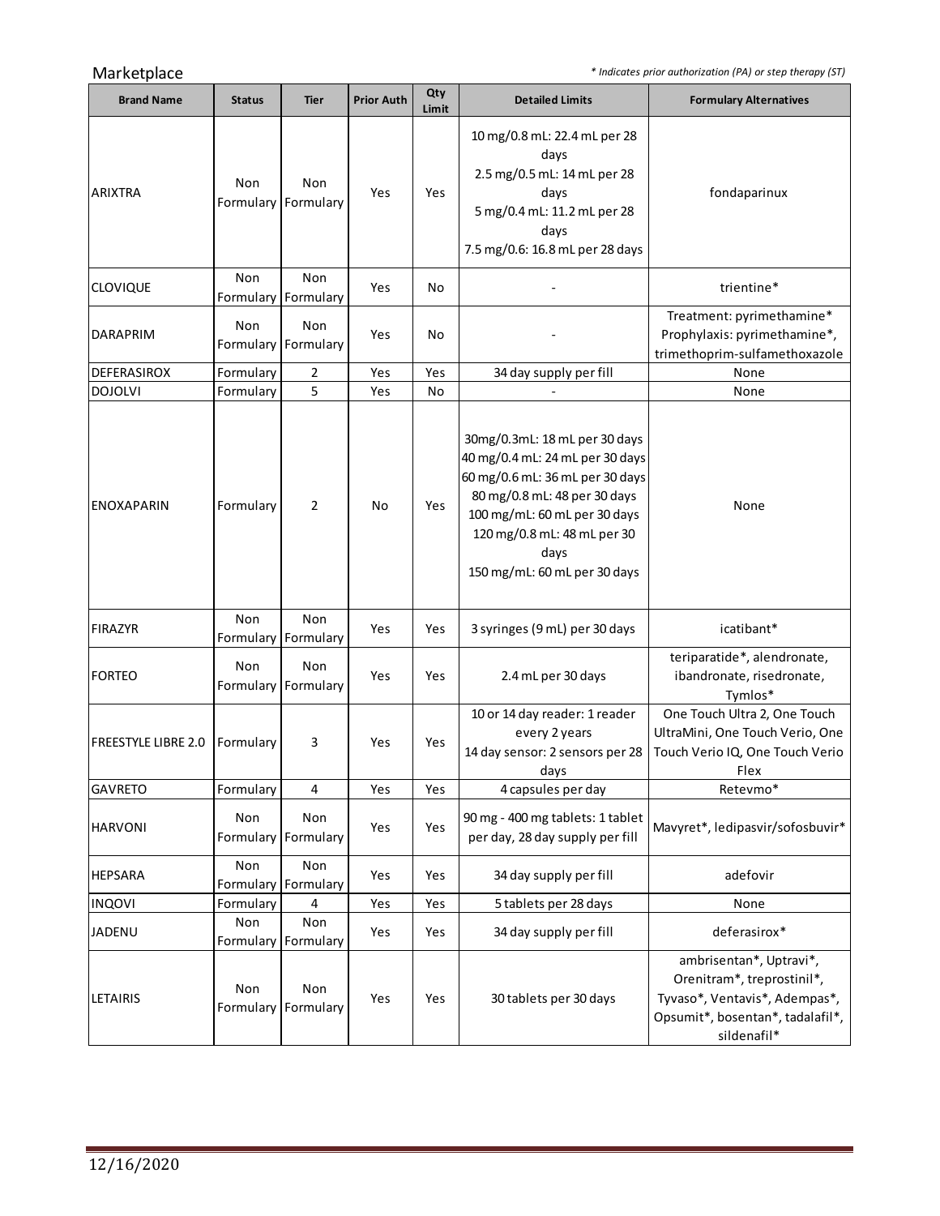Marketplace

*\* Indicates prior authorization (PA) or step therapy (ST)*

| Brand Name | Status | Tier | Prior Auth | Qty Limit | Detailed Limits | Formulary Alternatives |
|---|---|---|---|---|---|---|
| ARIXTRA | Non Formulary | Non Formulary | Yes | Yes | 10 mg/0.8 mL: 22.4 mL per 28 days<br>2.5 mg/0.5 mL: 14 mL per 28 days<br>5 mg/0.4 mL: 11.2 mL per 28 days<br>7.5 mg/0.6: 16.8 mL per 28 days | fondaparinux |
| CLOVIQUE | Non Formulary | Non Formulary | Yes | No | - | trientine* |
| DARAPRIM | Non Formulary | Non Formulary | Yes | No | - | Treatment: pyrimethamine*<br>Prophylaxis: pyrimethamine*, trimethoprim-sulfamethoxazole |
| DEFERASIROX | Formulary | 2 | Yes | Yes | 34 day supply per fill | None |
| DOJOLVI | Formulary | 5 | Yes | No | - | None |
| ENOXAPARIN | Formulary | 2 | No | Yes | 30mg/0.3mL: 18 mL per 30 days<br>40 mg/0.4 mL: 24 mL per 30 days<br>60 mg/0.6 mL: 36 mL per 30 days<br>80 mg/0.8 mL: 48 per 30 days<br>100 mg/mL: 60 mL per 30 days<br>120 mg/0.8 mL: 48 mL per 30 days<br>150 mg/mL: 60 mL per 30 days | None |
| FIRAZYR | Non Formulary | Non Formulary | Yes | Yes | 3 syringes (9 mL) per 30 days | icatibant* |
| FORTEO | Non Formulary | Non Formulary | Yes | Yes | 2.4 mL per 30 days | teriparatide*, alendronate, ibandronate, risedronate, Tymlos* |
| FREESTYLE LIBRE 2.0 | Formulary | 3 | Yes | Yes | 10 or 14 day reader: 1 reader every 2 years<br>14 day sensor: 2 sensors per 28 days | One Touch Ultra 2, One Touch UltraMini, One Touch Verio, One Touch Verio IQ, One Touch Verio Flex |
| GAVRETO | Formulary | 4 | Yes | Yes | 4 capsules per day | Retevmo* |
| HARVONI | Non Formulary | Non Formulary | Yes | Yes | 90 mg - 400 mg tablets: 1 tablet per day, 28 day supply per fill | Mavyret*, ledipasvir/sofosbuvir* |
| HEPSARA | Non Formulary | Non Formulary | Yes | Yes | 34 day supply per fill | adefovir |
| INQOVI | Formulary | 4 | Yes | Yes | 5 tablets per 28 days | None |
| JADENU | Non Formulary | Non Formulary | Yes | Yes | 34 day supply per fill | deferasirox* |
| LETAIRIS | Non Formulary | Non Formulary | Yes | Yes | 30 tablets per 30 days | ambrisentan*, Uptravi*, Orenitram*, treprostinil*, Tyvaso*, Ventavis*, Adempas*, Opsumit*, bosentan*, tadalafil*, sildenafil* |

12/16/2020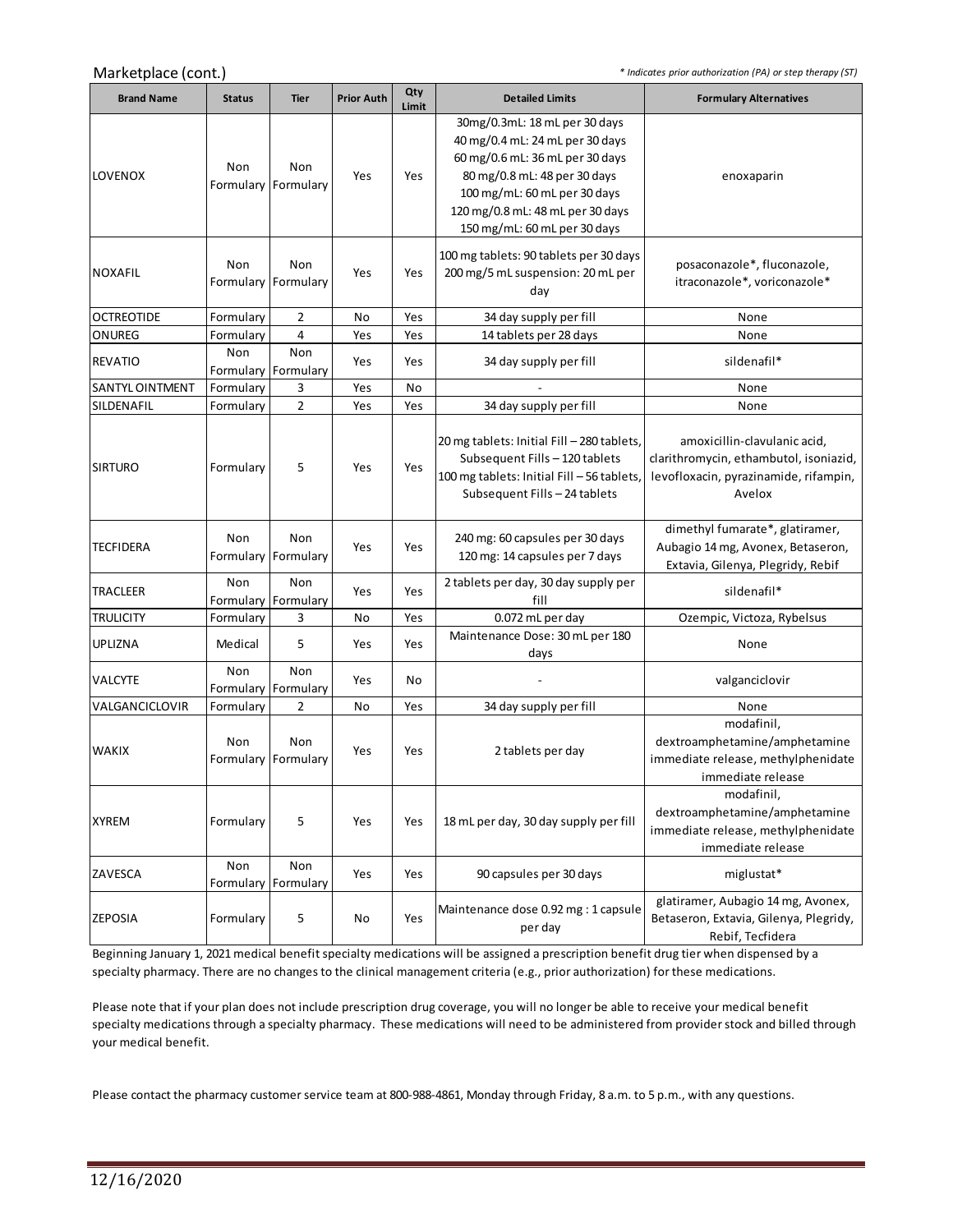Marketplace (cont.)

*\* Indicates prior authorization (PA) or step therapy (ST)*

| Brand Name | Status | Tier | Prior Auth | Qty Limit | Detailed Limits | Formulary Alternatives |
|---|---|---|---|---|---|---|
| LOVENOX | Non Formulary | Non Formulary | Yes | Yes | 30mg/0.3mL: 18 mL per 30 days<br>40 mg/0.4 mL: 24 mL per 30 days<br>60 mg/0.6 mL: 36 mL per 30 days<br>80 mg/0.8 mL: 48 per 30 days<br>100 mg/mL: 60 mL per 30 days<br>120 mg/0.8 mL: 48 mL per 30 days<br>150 mg/mL: 60 mL per 30 days | enoxaparin |
| NOXAFIL | Non Formulary | Non Formulary | Yes | Yes | 100 mg tablets: 90 tablets per 30 days<br>200 mg/5 mL suspension: 20 mL per day | posaconazole*, fluconazole, itraconazole*, voriconazole* |
| OCTREOTIDE | Formulary | 2 | No | Yes | 34 day supply per fill | None |
| ONUREG | Formulary | 4 | Yes | Yes | 14 tablets per 28 days | None |
| REVATIO | Non Formulary | Non Formulary | Yes | Yes | 34 day supply per fill | sildenafil* |
| SANTYL OINTMENT | Formulary | 3 | Yes | No | - | None |
| SILDENAFIL | Formulary | 2 | Yes | Yes | 34 day supply per fill | None |
| SIRTURO | Formulary | 5 | Yes | Yes | 20 mg tablets: Initial Fill – 280 tablets, Subsequent Fills – 120 tablets<br>100 mg tablets: Initial Fill – 56 tablets, Subsequent Fills – 24 tablets | amoxicillin-clavulanic acid, clarithromycin, ethambutol, isoniazid, levofloxacin, pyrazinamide, rifampin, Avelox |
| TECFIDERA | Non Formulary | Non Formulary | Yes | Yes | 240 mg: 60 capsules per 30 days<br>120 mg: 14 capsules per 7 days | dimethyl fumarate*, glatiramer, Aubagio 14 mg, Avonex, Betaseron, Extavia, Gilenya, Plegridy, Rebif |
| TRACLEER | Non Formulary | Non Formulary | Yes | Yes | 2 tablets per day, 30 day supply per fill | sildenafil* |
| TRULICITY | Formulary | 3 | No | Yes | 0.072 mL per day | Ozempic, Victoza, Rybelsus |
| UPLIZNA | Medical | 5 | Yes | Yes | Maintenance Dose: 30 mL per 180 days | None |
| VALCYTE | Non Formulary | Non Formulary | Yes | No | - | valganciclovir |
| VALGANCICLOVIR | Formulary | 2 | No | Yes | 34 day supply per fill | None |
| WAKIX | Non Formulary | Non Formulary | Yes | Yes | 2 tablets per day | modafinil, dextroamphetamine/amphetamine immediate release, methylphenidate immediate release |
| XYREM | Formulary | 5 | Yes | Yes | 18 mL per day, 30 day supply per fill | modafinil, dextroamphetamine/amphetamine immediate release, methylphenidate immediate release |
| ZAVESCA | Non Formulary | Non Formulary | Yes | Yes | 90 capsules per 30 days | miglustat* |
| ZEPOSIA | Formulary | 5 | No | Yes | Maintenance dose 0.92 mg : 1 capsule per day | glatiramer, Aubagio 14 mg, Avonex, Betaseron, Extavia, Gilenya, Plegridy, Rebif, Tecfidera |

Beginning January 1, 2021 medical benefit specialty medications will be assigned a prescription benefit drug tier when dispensed by a specialty pharmacy. There are no changes to the clinical management criteria (e.g., prior authorization) for these medications.

Please note that if your plan does not include prescription drug coverage, you will no longer be able to receive your medical benefit specialty medications through a specialty pharmacy. These medications will need to be administered from provider stock and billed through your medical benefit.

Please contact the pharmacy customer service team at 800-988-4861, Monday through Friday, 8 a.m. to 5 p.m., with any questions.

12/16/2020